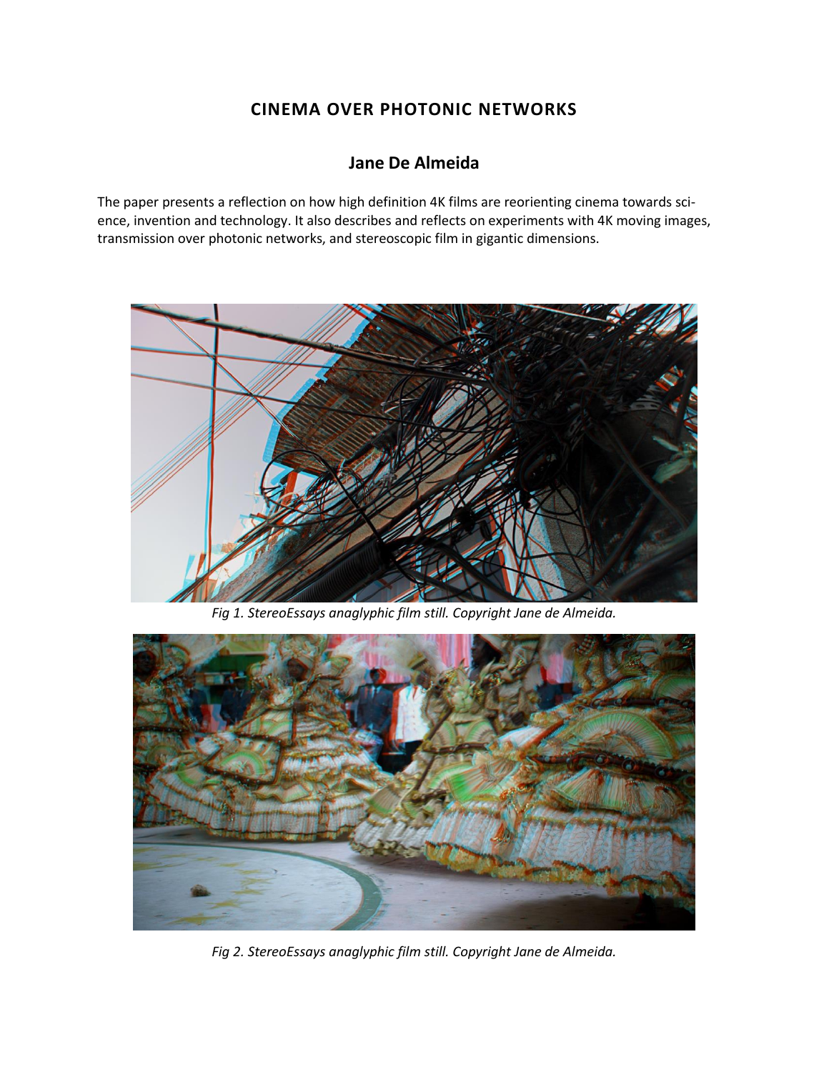# CINEMA OVER PHOTONIC NETWORKS

## Jane De Almeida

The paper presents a reflection on how high definition 4K films are reorienting cinema towards science, invention and technology. It also describes and reflects on experiments with 4K moving images, transmission over photonic networks, and stereoscopic film in gigantic dimensions.

*Fig 1. StereoEssays anaglyphic film still. Copyright Jane de Almeida.*

*Fig 2. StereoEssays anaglyphic film still. Copyright Jane de Almeida.*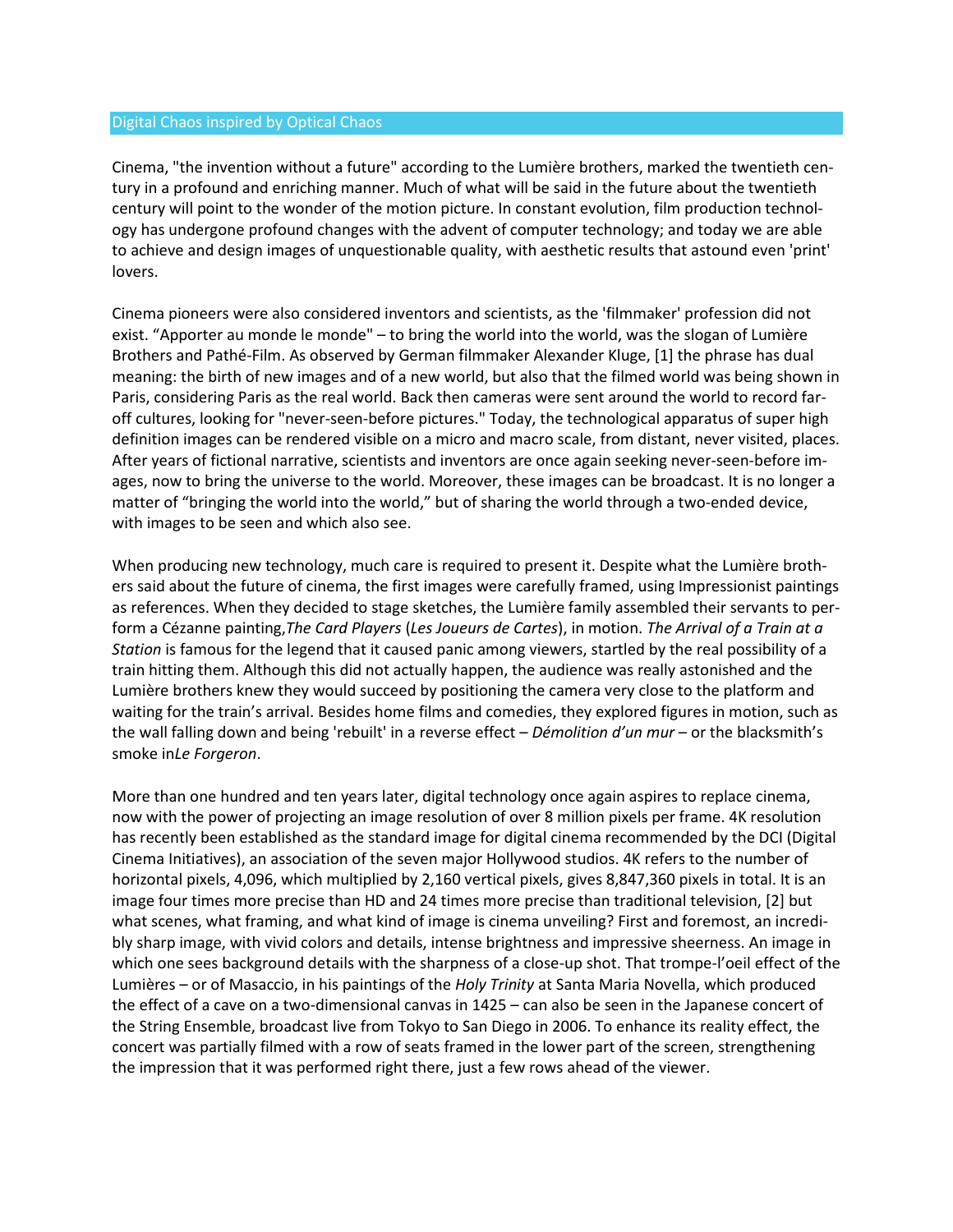## Digital Chaos inspired by Optical Chaos

Cinema, "the invention without a future" according to the Lumière brothers, marked the twentieth century in a profound and enriching manner. Much of what will be said in the future about the twentieth century will point to the wonder of the motion picture. In constant evolution, film production technology has undergone profound changes with the advent of computer technology; and today we are able to achieve and design images of unquestionable quality, with aesthetic results that astound even 'print' lovers.

Cinema pioneers were also considered inventors and scientists, as the 'filmmaker' profession did not exist. "Apporter au monde le monde" – to bring the world into the world, was the slogan of Lumière Brothers and Pathé-Film. As observed by German filmmaker Alexander Kluge, [1] the phrase has dual meaning: the birth of new images and of a new world, but also that the filmed world was being shown in Paris, considering Paris as the real world. Back then cameras were sent around the world to record far-off cultures, looking for "never-seen-before pictures." Today, the technological apparatus of super high definition images can be rendered visible on a micro and macro scale, from distant, never visited, places. After years of fictional narrative, scientists and inventors are once again seeking never-seen-before images, now to bring the universe to the world. Moreover, these images can be broadcast. It is no longer a matter of "bringing the world into the world," but of sharing the world through a two-ended device, with images to be seen and which also see.

When producing new technology, much care is required to present it. Despite what the Lumière brothers said about the future of cinema, the first images were carefully framed, using Impressionist paintings as references. When they decided to stage sketches, the Lumière family assembled their servants to perform a Cézanne painting, *The Card Players* (*Les Joueurs de Cartes*), in motion. *The Arrival of a Train at a Station* is famous for the legend that it caused panic among viewers, startled by the real possibility of a train hitting them. Although this did not actually happen, the audience was really astonished and the Lumière brothers knew they would succeed by positioning the camera very close to the platform and waiting for the train's arrival. Besides home films and comedies, they explored figures in motion, such as the wall falling down and being 'rebuilt' in a reverse effect – *Démolition d'un mur* – or the blacksmith's smoke in *Le Forgeron*.

More than one hundred and ten years later, digital technology once again aspires to replace cinema, now with the power of projecting an image resolution of over 8 million pixels per frame. 4K resolution has recently been established as the standard image for digital cinema recommended by the DCI (Digital Cinema Initiatives), an association of the seven major Hollywood studios. 4K refers to the number of horizontal pixels, 4,096, which multiplied by 2,160 vertical pixels, gives 8,847,360 pixels in total. It is an image four times more precise than HD and 24 times more precise than traditional television, [2] but what scenes, what framing, and what kind of image is cinema unveiling? First and foremost, an incredibly sharp image, with vivid colors and details, intense brightness and impressive sheerness. An image in which one sees background details with the sharpness of a close-up shot. That trompe-l'oeil effect of the Lumières – or of Masaccio, in his paintings of the *Holy Trinity* at Santa Maria Novella, which produced the effect of a cave on a two-dimensional canvas in 1425 – can also be seen in the Japanese concert of the String Ensemble, broadcast live from Tokyo to San Diego in 2006. To enhance its reality effect, the concert was partially filmed with a row of seats framed in the lower part of the screen, strengthening the impression that it was performed right there, just a few rows ahead of the viewer.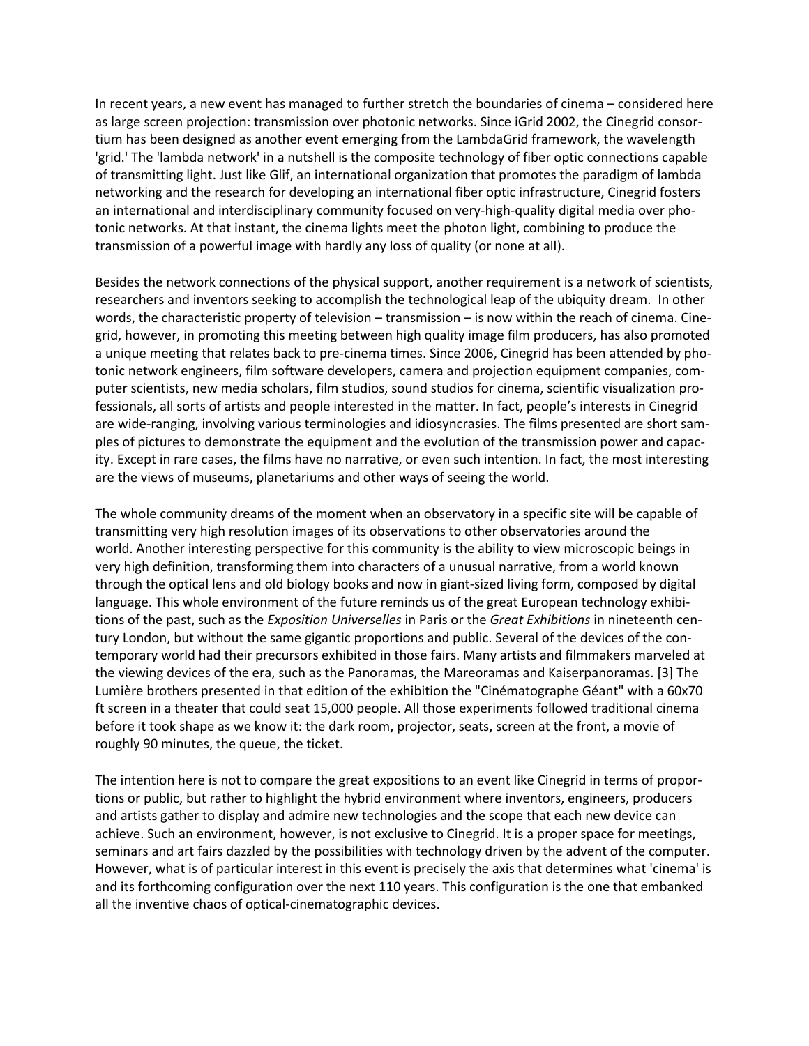In recent years, a new event has managed to further stretch the boundaries of cinema – considered here as large screen projection: transmission over photonic networks. Since iGrid 2002, the Cinegrid consortium has been designed as another event emerging from the LambdaGrid framework, the wavelength 'grid.' The 'lambda network' in a nutshell is the composite technology of fiber optic connections capable of transmitting light. Just like Glif, an international organization that promotes the paradigm of lambda networking and the research for developing an international fiber optic infrastructure, Cinegrid fosters an international and interdisciplinary community focused on very-high-quality digital media over photonic networks. At that instant, the cinema lights meet the photon light, combining to produce the transmission of a powerful image with hardly any loss of quality (or none at all).

Besides the network connections of the physical support, another requirement is a network of scientists, researchers and inventors seeking to accomplish the technological leap of the ubiquity dream. In other words, the characteristic property of television – transmission – is now within the reach of cinema. Cinegrid, however, in promoting this meeting between high quality image film producers, has also promoted a unique meeting that relates back to pre-cinema times. Since 2006, Cinegrid has been attended by photonic network engineers, film software developers, camera and projection equipment companies, computer scientists, new media scholars, film studios, sound studios for cinema, scientific visualization professionals, all sorts of artists and people interested in the matter. In fact, people's interests in Cinegrid are wide-ranging, involving various terminologies and idiosyncrasies. The films presented are short samples of pictures to demonstrate the equipment and the evolution of the transmission power and capacity. Except in rare cases, the films have no narrative, or even such intention. In fact, the most interesting are the views of museums, planetariums and other ways of seeing the world.

The whole community dreams of the moment when an observatory in a specific site will be capable of transmitting very high resolution images of its observations to other observatories around the world. Another interesting perspective for this community is the ability to view microscopic beings in very high definition, transforming them into characters of a unusual narrative, from a world known through the optical lens and old biology books and now in giant-sized living form, composed by digital language. This whole environment of the future reminds us of the great European technology exhibitions of the past, such as the *Exposition Universelles* in Paris or the *Great Exhibitions* in nineteenth century London, but without the same gigantic proportions and public. Several of the devices of the contemporary world had their precursors exhibited in those fairs. Many artists and filmmakers marveled at the viewing devices of the era, such as the Panoramas, the Mareoramas and Kaiserpanoramas. [3] The Lumière brothers presented in that edition of the exhibition the "Cinématographe Géant" with a 60x70 ft screen in a theater that could seat 15,000 people. All those experiments followed traditional cinema before it took shape as we know it: the dark room, projector, seats, screen at the front, a movie of roughly 90 minutes, the queue, the ticket.

The intention here is not to compare the great expositions to an event like Cinegrid in terms of proportions or public, but rather to highlight the hybrid environment where inventors, engineers, producers and artists gather to display and admire new technologies and the scope that each new device can achieve. Such an environment, however, is not exclusive to Cinegrid. It is a proper space for meetings, seminars and art fairs dazzled by the possibilities with technology driven by the advent of the computer. However, what is of particular interest in this event is precisely the axis that determines what 'cinema' is and its forthcoming configuration over the next 110 years. This configuration is the one that embanked all the inventive chaos of optical-cinematographic devices.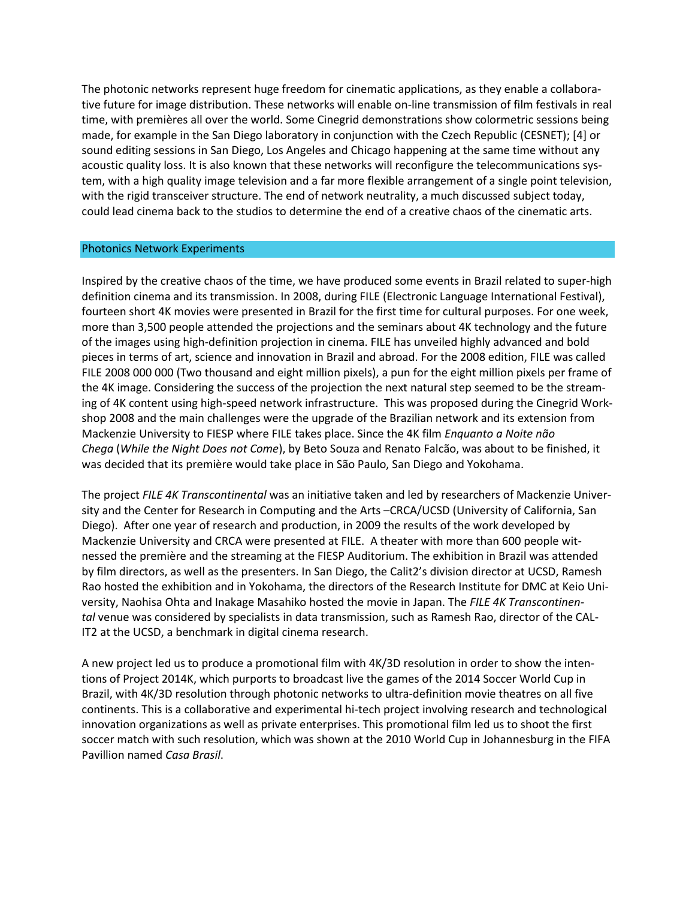The photonic networks represent huge freedom for cinematic applications, as they enable a collaborative future for image distribution. These networks will enable on-line transmission of film festivals in real time, with premières all over the world. Some Cinegrid demonstrations show colormetric sessions being made, for example in the San Diego laboratory in conjunction with the Czech Republic (CESNET); [4] or sound editing sessions in San Diego, Los Angeles and Chicago happening at the same time without any acoustic quality loss. It is also known that these networks will reconfigure the telecommunications system, with a high quality image television and a far more flexible arrangement of a single point television, with the rigid transceiver structure. The end of network neutrality, a much discussed subject today, could lead cinema back to the studios to determine the end of a creative chaos of the cinematic arts.

## Photonics Network Experiments

Inspired by the creative chaos of the time, we have produced some events in Brazil related to super-high definition cinema and its transmission. In 2008, during FILE (Electronic Language International Festival), fourteen short 4K movies were presented in Brazil for the first time for cultural purposes. For one week, more than 3,500 people attended the projections and the seminars about 4K technology and the future of the images using high-definition projection in cinema. FILE has unveiled highly advanced and bold pieces in terms of art, science and innovation in Brazil and abroad. For the 2008 edition, FILE was called FILE 2008 000 000 (Two thousand and eight million pixels), a pun for the eight million pixels per frame of the 4K image. Considering the success of the projection the next natural step seemed to be the streaming of 4K content using high-speed network infrastructure. This was proposed during the Cinegrid Workshop 2008 and the main challenges were the upgrade of the Brazilian network and its extension from Mackenzie University to FIESP where FILE takes place. Since the 4K film *Enquanto a Noite não Chega* (*While the Night Does not Come*), by Beto Souza and Renato Falcão, was about to be finished, it was decided that its première would take place in São Paulo, San Diego and Yokohama.

The project *FILE 4K Transcontinental* was an initiative taken and led by researchers of Mackenzie University and the Center for Research in Computing and the Arts –CRCA/UCSD (University of California, San Diego). After one year of research and production, in 2009 the results of the work developed by Mackenzie University and CRCA were presented at FILE. A theater with more than 600 people witnessed the première and the streaming at the FIESP Auditorium. The exhibition in Brazil was attended by film directors, as well as the presenters. In San Diego, the Calit2's division director at UCSD, Ramesh Rao hosted the exhibition and in Yokohama, the directors of the Research Institute for DMC at Keio University, Naohisa Ohta and Inakage Masahiko hosted the movie in Japan. The *FILE 4K Transcontinental* venue was considered by specialists in data transmission, such as Ramesh Rao, director of the CAL-IT2 at the UCSD, a benchmark in digital cinema research.

A new project led us to produce a promotional film with 4K/3D resolution in order to show the intentions of Project 2014K, which purports to broadcast live the games of the 2014 Soccer World Cup in Brazil, with 4K/3D resolution through photonic networks to ultra-definition movie theatres on all five continents. This is a collaborative and experimental hi-tech project involving research and technological innovation organizations as well as private enterprises. This promotional film led us to shoot the first soccer match with such resolution, which was shown at the 2010 World Cup in Johannesburg in the FIFA Pavillion named *Casa Brasil*.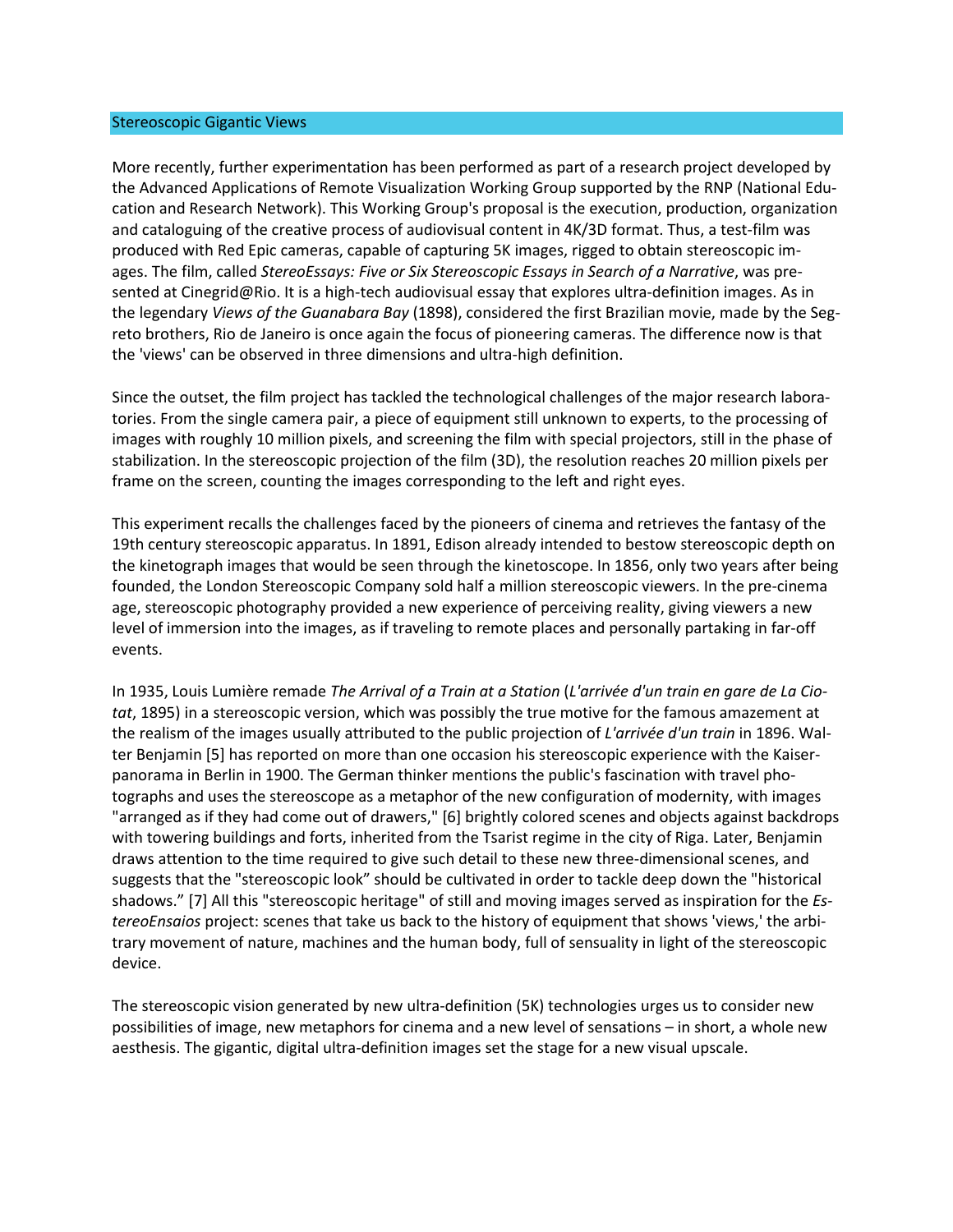## Stereoscopic Gigantic Views

More recently, further experimentation has been performed as part of a research project developed by the Advanced Applications of Remote Visualization Working Group supported by the RNP (National Education and Research Network). This Working Group's proposal is the execution, production, organization and cataloguing of the creative process of audiovisual content in 4K/3D format. Thus, a test-film was produced with Red Epic cameras, capable of capturing 5K images, rigged to obtain stereoscopic images. The film, called *StereoEssays: Five or Six Stereoscopic Essays in Search of a Narrative*, was presented at Cinegrid@Rio. It is a high-tech audiovisual essay that explores ultra-definition images. As in the legendary *Views of the Guanabara Bay* (1898), considered the first Brazilian movie, made by the Segreto brothers, Rio de Janeiro is once again the focus of pioneering cameras. The difference now is that the 'views' can be observed in three dimensions and ultra-high definition.

Since the outset, the film project has tackled the technological challenges of the major research laboratories. From the single camera pair, a piece of equipment still unknown to experts, to the processing of images with roughly 10 million pixels, and screening the film with special projectors, still in the phase of stabilization. In the stereoscopic projection of the film (3D), the resolution reaches 20 million pixels per frame on the screen, counting the images corresponding to the left and right eyes.

This experiment recalls the challenges faced by the pioneers of cinema and retrieves the fantasy of the 19th century stereoscopic apparatus. In 1891, Edison already intended to bestow stereoscopic depth on the kinetograph images that would be seen through the kinetoscope. In 1856, only two years after being founded, the London Stereoscopic Company sold half a million stereoscopic viewers. In the pre-cinema age, stereoscopic photography provided a new experience of perceiving reality, giving viewers a new level of immersion into the images, as if traveling to remote places and personally partaking in far-off events.

In 1935, Louis Lumière remade *The Arrival of a Train at a Station* (*L'arrivée d'un train en gare de La Ciotat*, 1895) in a stereoscopic version, which was possibly the true motive for the famous amazement at the realism of the images usually attributed to the public projection of *L'arrivée d'un train* in 1896. Walter Benjamin [5] has reported on more than one occasion his stereoscopic experience with the Kaiserpanorama in Berlin in 1900. The German thinker mentions the public's fascination with travel photographs and uses the stereoscope as a metaphor of the new configuration of modernity, with images "arranged as if they had come out of drawers," [6] brightly colored scenes and objects against backdrops with towering buildings and forts, inherited from the Tsarist regime in the city of Riga. Later, Benjamin draws attention to the time required to give such detail to these new three-dimensional scenes, and suggests that the "stereoscopic look" should be cultivated in order to tackle deep down the "historical shadows." [7] All this "stereoscopic heritage" of still and moving images served as inspiration for the *EstereoEnsaios* project: scenes that take us back to the history of equipment that shows 'views,' the arbitrary movement of nature, machines and the human body, full of sensuality in light of the stereoscopic device.

The stereoscopic vision generated by new ultra-definition (5K) technologies urges us to consider new possibilities of image, new metaphors for cinema and a new level of sensations – in short, a whole new aesthesis. The gigantic, digital ultra-definition images set the stage for a new visual upscale.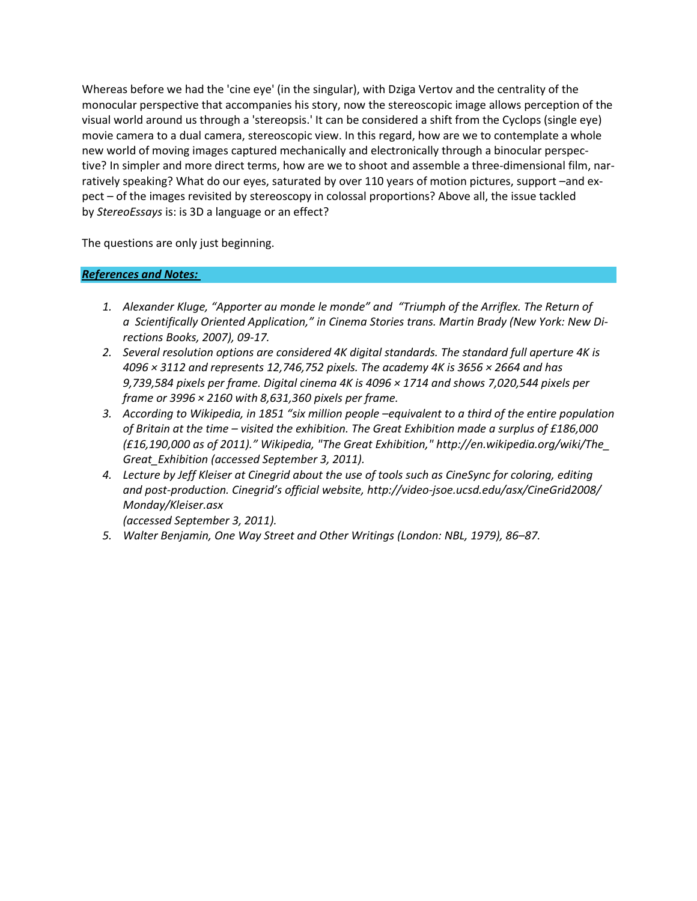Whereas before we had the 'cine eye' (in the singular), with Dziga Vertov and the centrality of the monocular perspective that accompanies his story, now the stereoscopic image allows perception of the visual world around us through a 'stereopsis.' It can be considered a shift from the Cyclops (single eye) movie camera to a dual camera, stereoscopic view. In this regard, how are we to contemplate a whole new world of moving images captured mechanically and electronically through a binocular perspective? In simpler and more direct terms, how are we to shoot and assemble a three-dimensional film, narratively speaking? What do our eyes, saturated by over 110 years of motion pictures, support –and expect – of the images revisited by stereoscopy in colossal proportions? Above all, the issue tackled by *StereoEssays* is: is 3D a language or an effect?

The questions are only just beginning.

***References and Notes:***

1. *Alexander Kluge, "Apporter au monde le monde" and "Triumph of the Arriflex. The Return of a Scientifically Oriented Application," in Cinema Stories trans. Martin Brady (New York: New Directions Books, 2007), 09-17.*
2. *Several resolution options are considered 4K digital standards. The standard full aperture 4K is 4096 × 3112 and represents 12,746,752 pixels. The academy 4K is 3656 × 2664 and has 9,739,584 pixels per frame. Digital cinema 4K is 4096 × 1714 and shows 7,020,544 pixels per frame or 3996 × 2160 with 8,631,360 pixels per frame.*
3. *According to Wikipedia, in 1851 "six million people –equivalent to a third of the entire population of Britain at the time – visited the exhibition. The Great Exhibition made a surplus of £186,000 (£16,190,000 as of 2011)." Wikipedia, "The Great Exhibition," http://en.wikipedia.org/wiki/The_Great_Exhibition (accessed September 3, 2011).*
4. *Lecture by Jeff Kleiser at Cinegrid about the use of tools such as CineSync for coloring, editing and post-production. Cinegrid's official website, http://video-jsoe.ucsd.edu/asx/CineGrid2008/Monday/Kleiser.asx (accessed September 3, 2011).*
5. *Walter Benjamin, One Way Street and Other Writings (London: NBL, 1979), 86–87.*